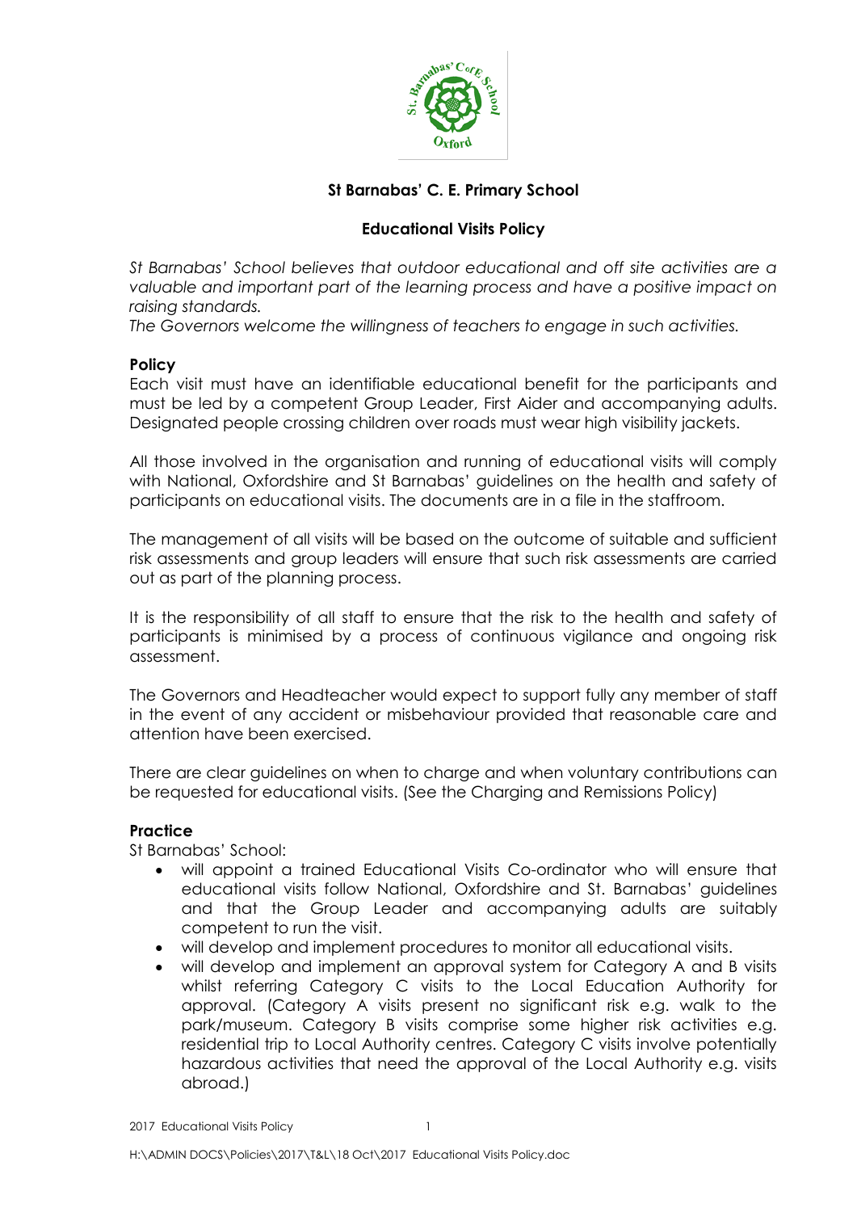**St Barnabas' C. E. Primary School**

**Educational Visits Policy**

*St Barnabas' School believes that outdoor educational and off site activities are a valuable and important part of the learning process and have a positive impact on raising standards.*

*The Governors welcome the willingness of teachers to engage in such activities.*

**Policy**

Each visit must have an identifiable educational benefit for the participants and must be led by a competent Group Leader, First Aider and accompanying adults. Designated people crossing children over roads must wear high visibility jackets.

All those involved in the organisation and running of educational visits will comply with National, Oxfordshire and St Barnabas' guidelines on the health and safety of participants on educational visits. The documents are in a file in the staffroom.

The management of all visits will be based on the outcome of suitable and sufficient risk assessments and group leaders will ensure that such risk assessments are carried out as part of the planning process.

It is the responsibility of all staff to ensure that the risk to the health and safety of participants is minimised by a process of continuous vigilance and ongoing risk assessment.

The Governors and Headteacher would expect to support fully any member of staff in the event of any accident or misbehaviour provided that reasonable care and attention have been exercised.

There are clear guidelines on when to charge and when voluntary contributions can be requested for educational visits. (See the Charging and Remissions Policy)

**Practice**

St Barnabas' School:

- will appoint a trained Educational Visits Co-ordinator who will ensure that educational visits follow National, Oxfordshire and St. Barnabas' guidelines and that the Group Leader and accompanying adults are suitably competent to run the visit.
- will develop and implement procedures to monitor all educational visits.
- will develop and implement an approval system for Category A and B visits whilst referring Category C visits to the Local Education Authority for approval. (Category A visits present no significant risk e.g. walk to the park/museum. Category B visits comprise some higher risk activities e.g. residential trip to Local Authority centres. Category C visits involve potentially hazardous activities that need the approval of the Local Authority e.g. visits abroad.)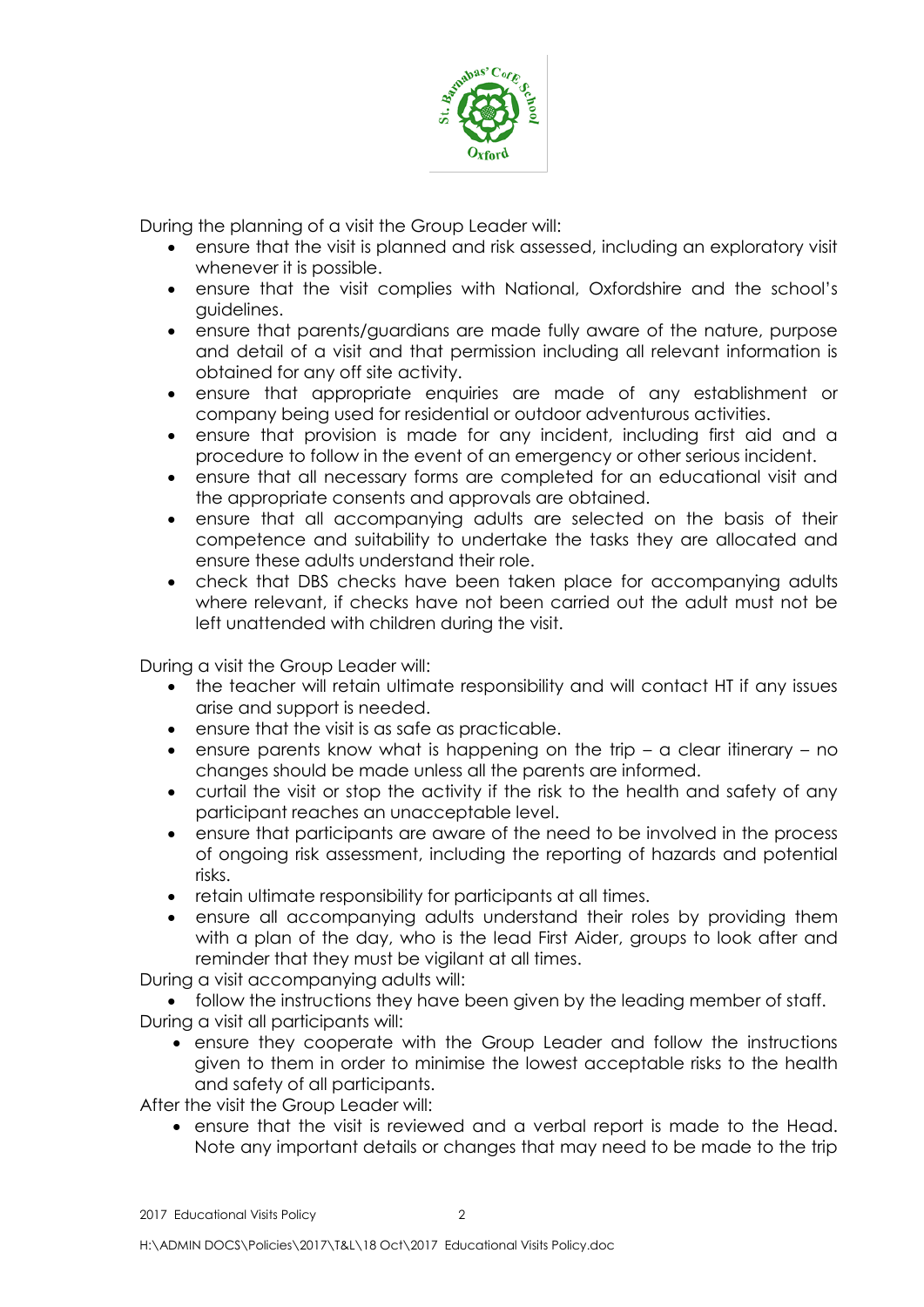During the planning of a visit the Group Leader will:

- ensure that the visit is planned and risk assessed, including an exploratory visit whenever it is possible.
- ensure that the visit complies with National, Oxfordshire and the school's guidelines.
- ensure that parents/guardians are made fully aware of the nature, purpose and detail of a visit and that permission including all relevant information is obtained for any off site activity.
- ensure that appropriate enquiries are made of any establishment or company being used for residential or outdoor adventurous activities.
- ensure that provision is made for any incident, including first aid and a procedure to follow in the event of an emergency or other serious incident.
- ensure that all necessary forms are completed for an educational visit and the appropriate consents and approvals are obtained.
- ensure that all accompanying adults are selected on the basis of their competence and suitability to undertake the tasks they are allocated and ensure these adults understand their role.
- check that DBS checks have been taken place for accompanying adults where relevant, if checks have not been carried out the adult must not be left unattended with children during the visit.

During a visit the Group Leader will:

- the teacher will retain ultimate responsibility and will contact HT if any issues arise and support is needed.
- ensure that the visit is as safe as practicable.
- ensure parents know what is happening on the trip – a clear itinerary – no changes should be made unless all the parents are informed.
- curtail the visit or stop the activity if the risk to the health and safety of any participant reaches an unacceptable level.
- ensure that participants are aware of the need to be involved in the process of ongoing risk assessment, including the reporting of hazards and potential risks.
- retain ultimate responsibility for participants at all times.
- ensure all accompanying adults understand their roles by providing them with a plan of the day, who is the lead First Aider, groups to look after and reminder that they must be vigilant at all times.

During a visit accompanying adults will:

- follow the instructions they have been given by the leading member of staff.

During a visit all participants will:

- ensure they cooperate with the Group Leader and follow the instructions given to them in order to minimise the lowest acceptable risks to the health and safety of all participants.

After the visit the Group Leader will:

- ensure that the visit is reviewed and a verbal report is made to the Head. Note any important details or changes that may need to be made to the trip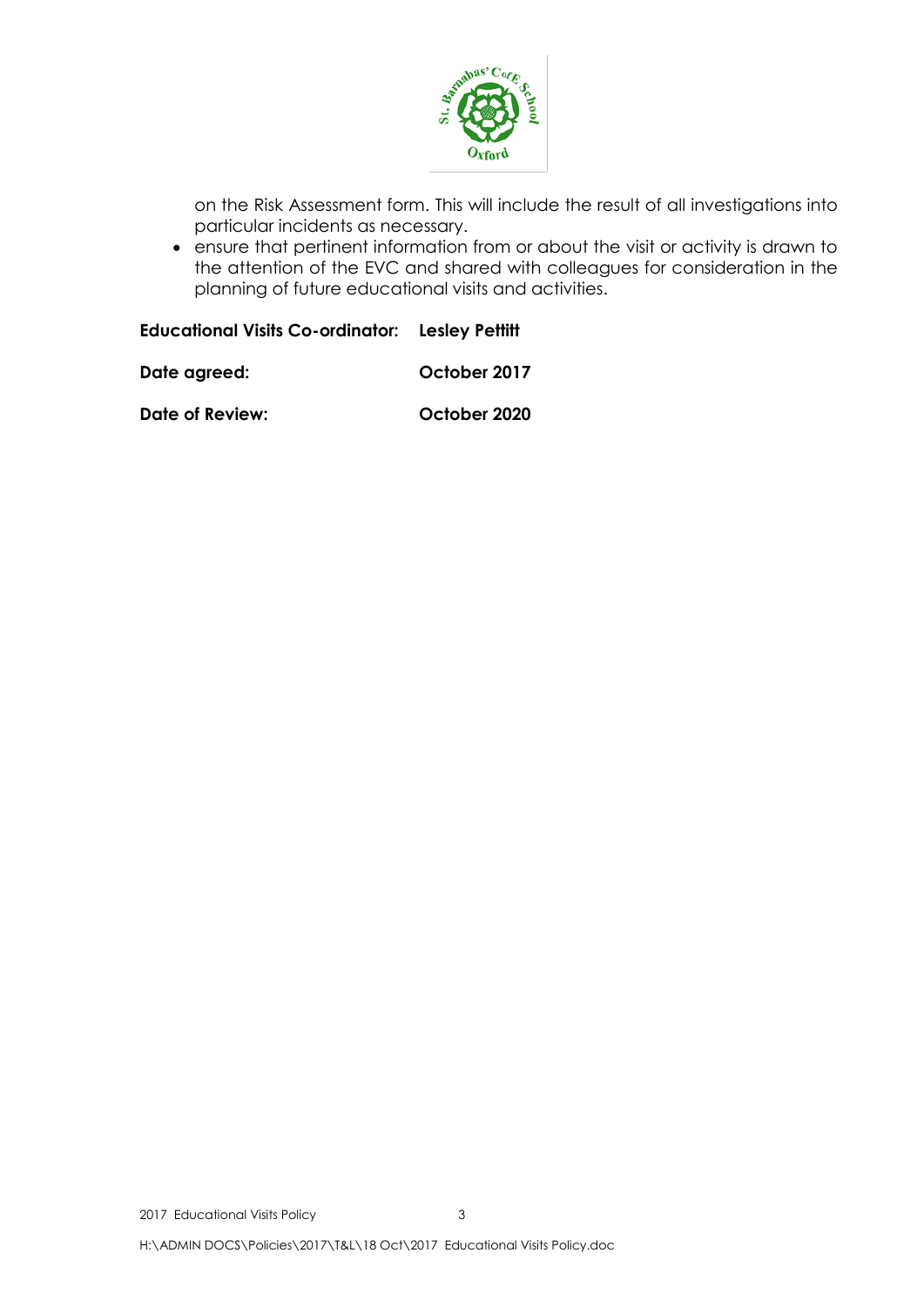on the Risk Assessment form. This will include the result of all investigations into particular incidents as necessary.

- ensure that pertinent information from or about the visit or activity is drawn to the attention of the EVC and shared with colleagues for consideration in the planning of future educational visits and activities.

**Educational Visits Co-ordinator:** **Lesley Pettitt**

**Date agreed:** **October 2017**

**Date of Review:** **October 2020**